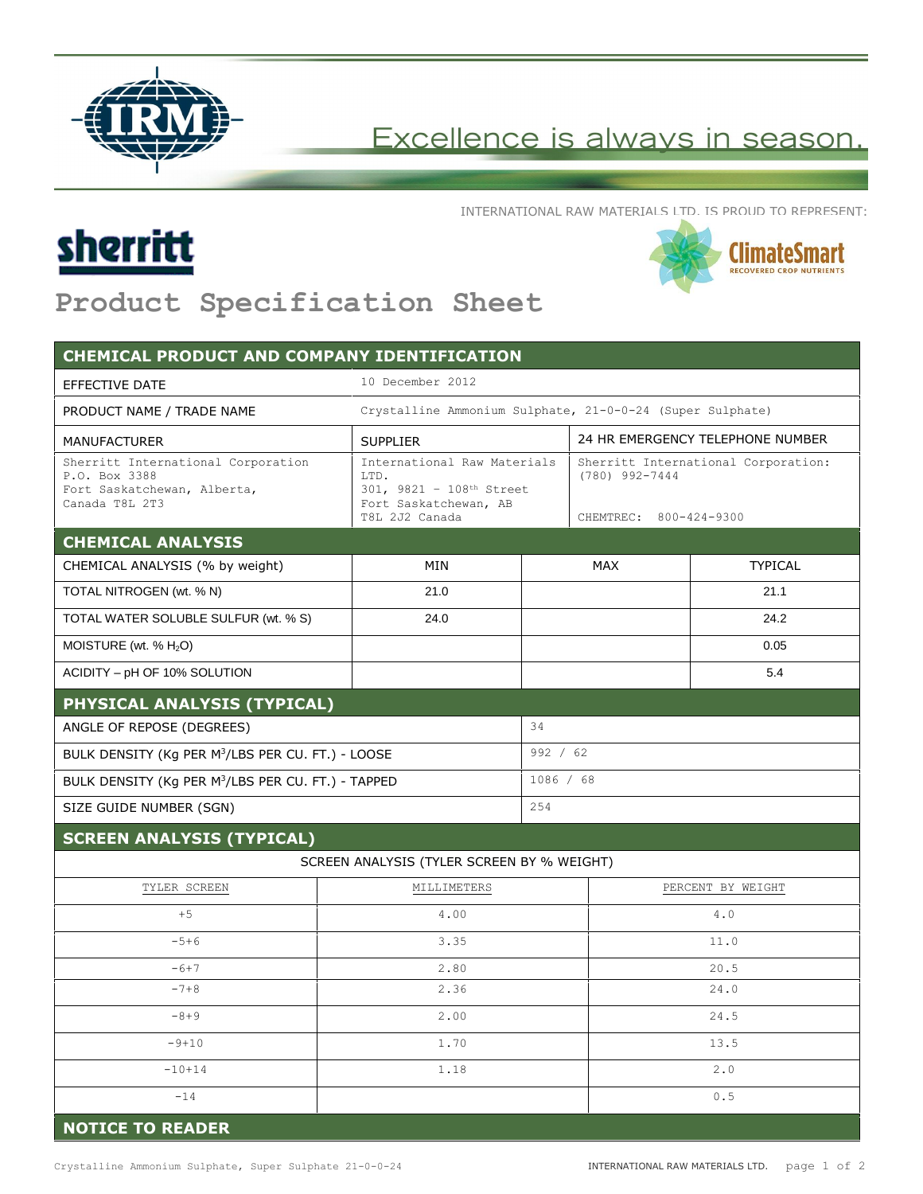Excellence is always in season.

INTERNATIONAL RAW MATERIALS LTD. IS PROUD TO REPRESENT:

sherritt

ClimateSmart
RECOVERED CROP NUTRIENTS

# Product Specification Sheet

## CHEMICAL PRODUCT AND COMPANY IDENTIFICATION

| | | |
|---|---|---|
| EFFECTIVE DATE | 10 December 2012 | |
| PRODUCT NAME / TRADE NAME | Crystalline Ammonium Sulphate, 21-0-0-24 (Super Sulphate) | |
| MANUFACTURER | SUPPLIER | 24 HR EMERGENCY TELEPHONE NUMBER |
| Sherritt International Corporation<br>P.O. Box 3388<br>Fort Saskatchewan, Alberta,<br>Canada T8L 2T3 | International Raw Materials LTD.<br>301, 9821 – 108th Street<br>Fort Saskatchewan, AB<br>T8L 2J2 Canada | Sherritt International Corporation:<br>(780) 992-7444<br><br>CHEMTREC: 800-424-9300 |

## CHEMICAL ANALYSIS

| CHEMICAL ANALYSIS (% by weight) | MIN | MAX | TYPICAL |
|---|---|---|---|
| TOTAL NITROGEN (wt. % N) | 21.0 | | 21.1 |
| TOTAL WATER SOLUBLE SULFUR (wt. % S) | 24.0 | | 24.2 |
| MOISTURE (wt. % $H_2O$) | | | 0.05 |
| ACIDITY – pH OF 10% SOLUTION | | | 5.4 |

## PHYSICAL ANALYSIS (TYPICAL)

| | |
|---|---|
| ANGLE OF REPOSE (DEGREES) | 34 |
| BULK DENSITY (Kg PER $M^3$/LBS PER CU. FT.) - LOOSE | 992 / 62 |
| BULK DENSITY (Kg PER $M^3$/LBS PER CU. FT.) - TAPPED | 1086 / 68 |
| SIZE GUIDE NUMBER (SGN) | 254 |

## SCREEN ANALYSIS (TYPICAL)

SCREEN ANALYSIS (TYLER SCREEN BY % WEIGHT)

| TYLER SCREEN | MILLIMETERS | PERCENT BY WEIGHT |
|---|---|---|
| +5 | 4.00 | 4.0 |
| -5+6 | 3.35 | 11.0 |
| -6+7 | 2.80 | 20.5 |
| -7+8 | 2.36 | 24.0 |
| -8+9 | 2.00 | 24.5 |
| -9+10 | 1.70 | 13.5 |
| -10+14 | 1.18 | 2.0 |
| -14 | | 0.5 |

## NOTICE TO READER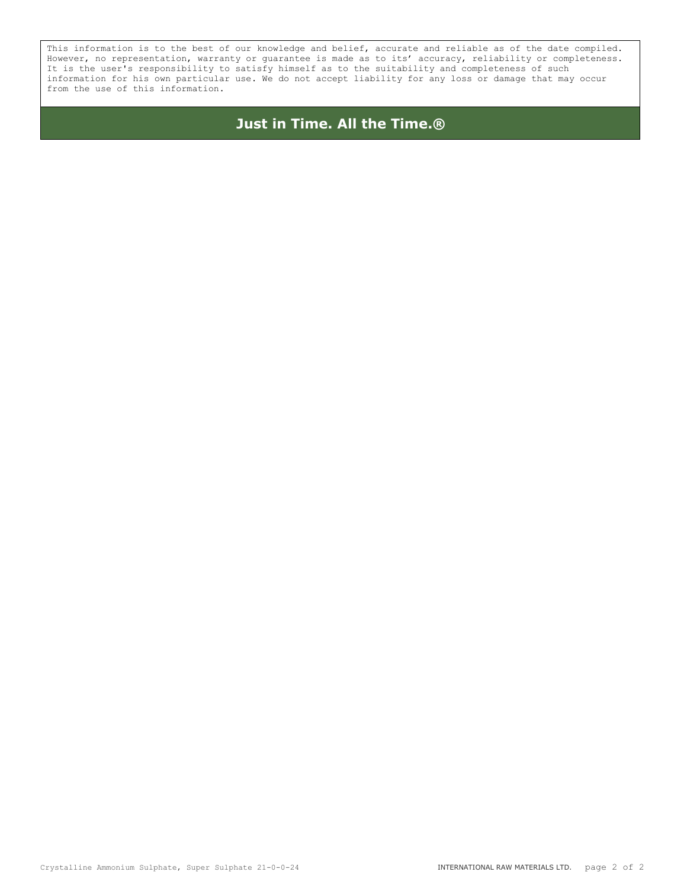This information is to the best of our knowledge and belief, accurate and reliable as of the date compiled. However, no representation, warranty or guarantee is made as to its' accuracy, reliability or completeness. It is the user's responsibility to satisfy himself as to the suitability and completeness of such information for his own particular use. We do not accept liability for any loss or damage that may occur from the use of this information.

**Just in Time. All the Time.®**